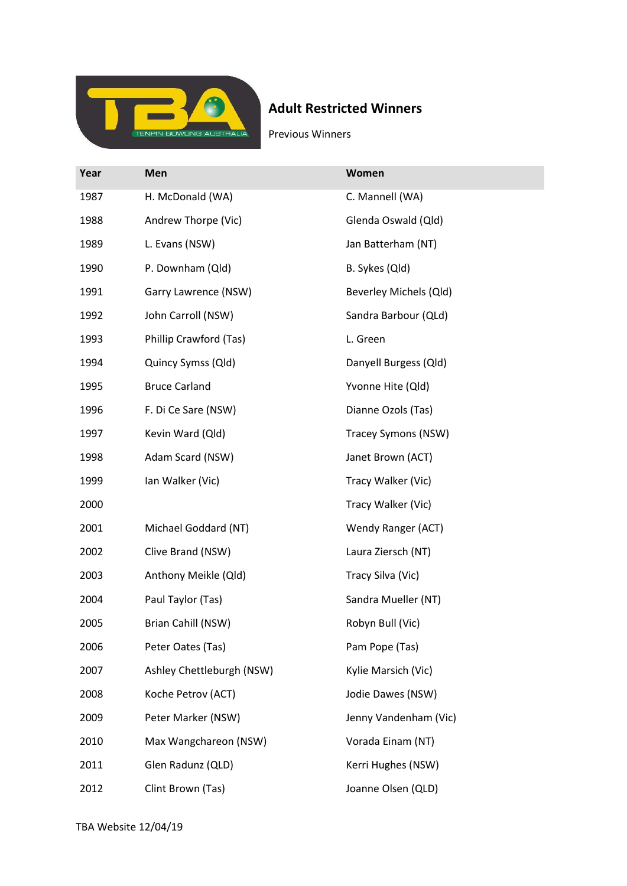# Adult Restricted Winners

Previous Winners

| Year | Men | Women |
|---|---|---|
| 1987 | H. McDonald (WA) | C. Mannell (WA) |
| 1988 | Andrew Thorpe (Vic) | Glenda Oswald (Qld) |
| 1989 | L. Evans (NSW) | Jan Batterham (NT) |
| 1990 | P. Downham (Qld) | B. Sykes (Qld) |
| 1991 | Garry Lawrence (NSW) | Beverley Michels (Qld) |
| 1992 | John Carroll (NSW) | Sandra Barbour (QLd) |
| 1993 | Phillip Crawford (Tas) | L. Green |
| 1994 | Quincy Symss (Qld) | Danyell Burgess (Qld) |
| 1995 | Bruce Carland | Yvonne Hite (Qld) |
| 1996 | F. Di Ce Sare (NSW) | Dianne Ozols (Tas) |
| 1997 | Kevin Ward (Qld) | Tracey Symons (NSW) |
| 1998 | Adam Scard (NSW) | Janet Brown (ACT) |
| 1999 | Ian Walker (Vic) | Tracy Walker (Vic) |
| 2000 | | Tracy Walker (Vic) |
| 2001 | Michael Goddard (NT) | Wendy Ranger (ACT) |
| 2002 | Clive Brand (NSW) | Laura Ziersch (NT) |
| 2003 | Anthony Meikle (Qld) | Tracy Silva (Vic) |
| 2004 | Paul Taylor (Tas) | Sandra Mueller (NT) |
| 2005 | Brian Cahill (NSW) | Robyn Bull (Vic) |
| 2006 | Peter Oates (Tas) | Pam Pope (Tas) |
| 2007 | Ashley Chettleburgh (NSW) | Kylie Marsich (Vic) |
| 2008 | Koche Petrov (ACT) | Jodie Dawes (NSW) |
| 2009 | Peter Marker (NSW) | Jenny Vandenham (Vic) |
| 2010 | Max Wangchareon (NSW) | Vorada Einam (NT) |
| 2011 | Glen Radunz (QLD) | Kerri Hughes (NSW) |
| 2012 | Clint Brown (Tas) | Joanne Olsen (QLD) |

TBA Website 12/04/19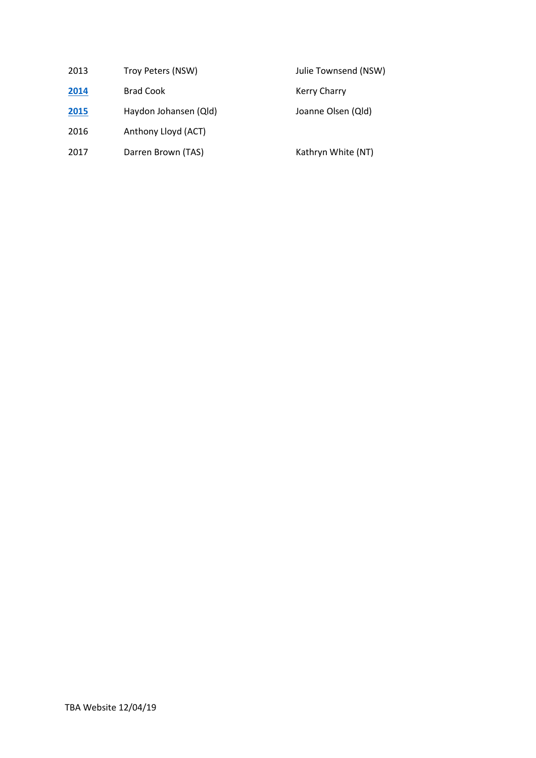| | | |
|---|---|---|
| 2013 | Troy Peters (NSW) | Julie Townsend (NSW) |
| **2014** | Brad Cook | Kerry Charry |
| **2015** | Haydon Johansen (Qld) | Joanne Olsen (Qld) |
| 2016 | Anthony Lloyd (ACT) | |
| 2017 | Darren Brown (TAS) | Kathryn White (NT) |

TBA Website 12/04/19